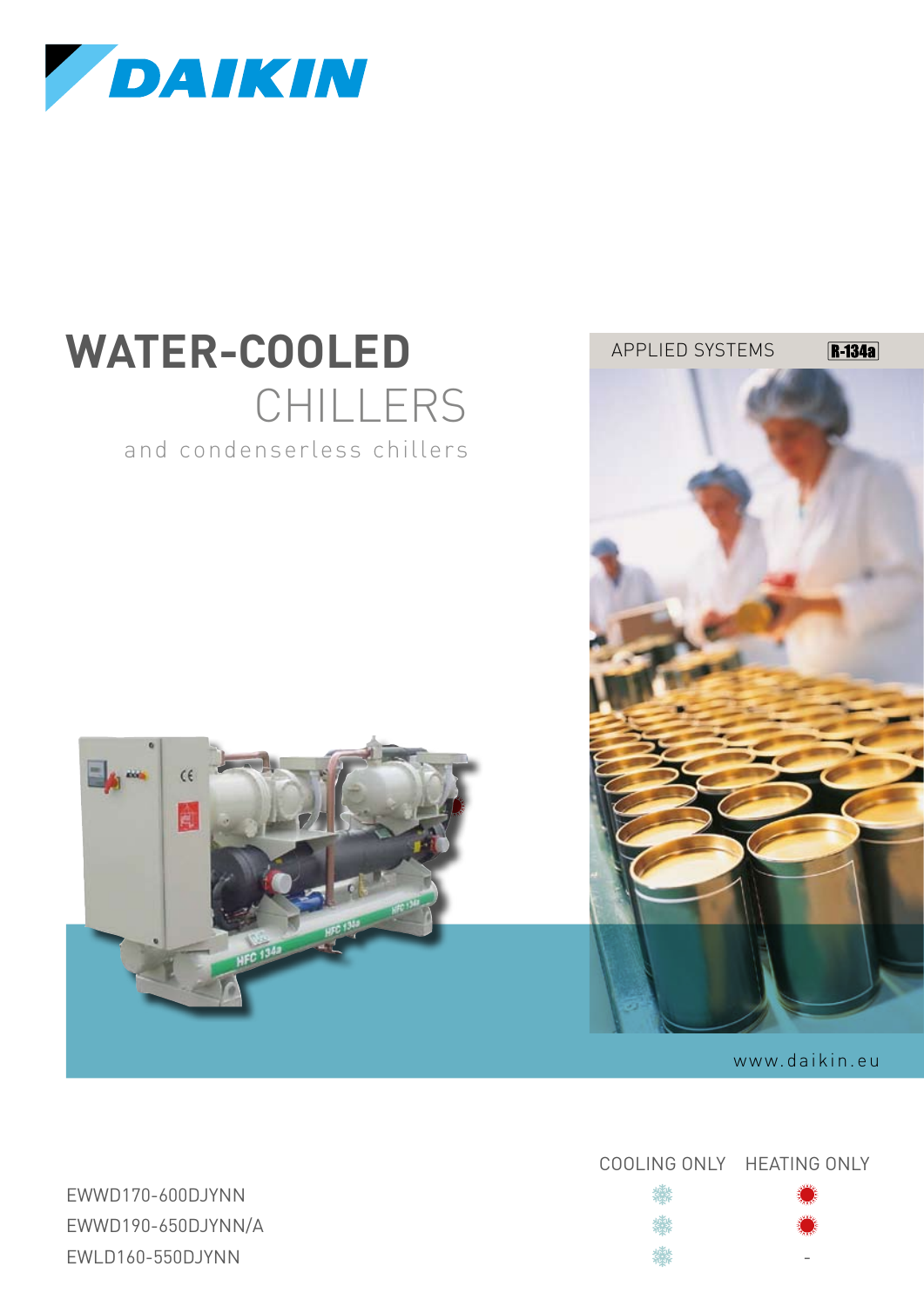DAIKIN

# WATER-COOLED CHILLERS

and condenserless chillers

APPLIED SYSTEMS R-134a

www.daikin.eu

| | COOLING ONLY | HEATING ONLY |
|---|---|---|
| EWWD170-600DJYNN | ❄ | ● |
| EWWD190-650DJYNN/A | ❄ | ● |
| EWLD160-550DJYNN | ❄ | - |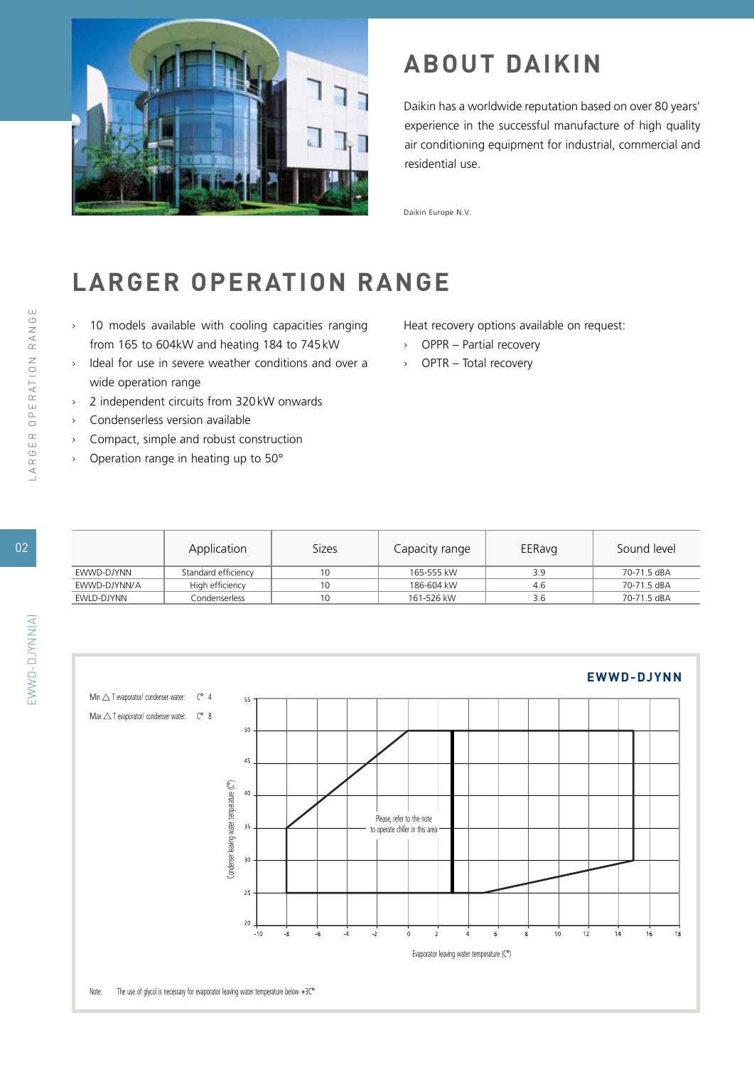# ABOUT DAIKIN

Daikin has a worldwide reputation based on over 80 years' experience in the successful manufacture of high quality air conditioning equipment for industrial, commercial and residential use.

Daikin Europe N.V.

# LARGER OPERATION RANGE

- 10 models available with cooling capacities ranging from 165 to 604kW and heating 184 to 745 kW
- Ideal for use in severe weather conditions and over a wide operation range
- 2 independent circuits from 320 kW onwards
- Condenserless version available
- Compact, simple and robust construction
- Operation range in heating up to 50°

Heat recovery options available on request:

- OPPR – Partial recovery
- OPTR – Total recovery

| | Application | Sizes | Capacity range | EERavg | Sound level |
|---|---|---|---|---|---|
| EWWD-DJYNN | Standard efficiency | 10 | 165-555 kW | 3.9 | 70-71.5 dBA |
| EWWD-DJYNN/A | High efficiency | 10 | 186-604 kW | 4.6 | 70-71.5 dBA |
| EWLD-DJYNN | Condenserless | 10 | 161-526 kW | 3.6 | 70-71.5 dBA |

**EWWD-DJYNN**

Min △ T evaporator/ condenser water: C° 4

Max △ T evaporator/ condenser water: C° 8

Condenser leaving water temperature (C°)

Please, refer to the note to operate chiller in this area

Evaporator leaving water temperature (C°)

Note: The use of glycol is necessary for evaporator leaving water temperature below +3C°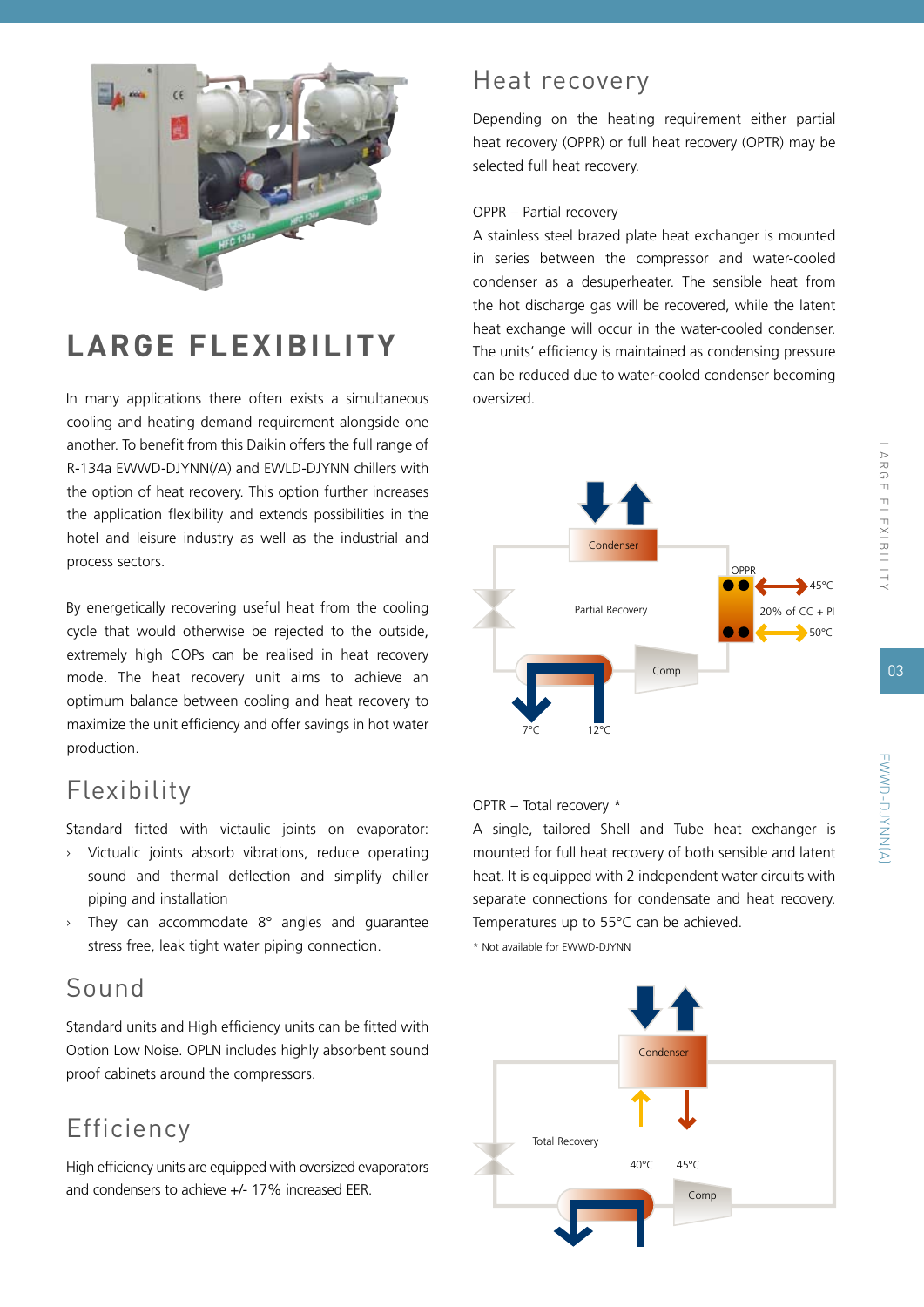# LARGE FLEXIBILITY

In many applications there often exists a simultaneous cooling and heating demand requirement alongside one another. To benefit from this Daikin offers the full range of R-134a EWWD-DJYNN(/A) and EWLD-DJYNN chillers with the option of heat recovery. This option further increases the application flexibility and extends possibilities in the hotel and leisure industry as well as the industrial and process sectors.

By energetically recovering useful heat from the cooling cycle that would otherwise be rejected to the outside, extremely high COPs can be realised in heat recovery mode. The heat recovery unit aims to achieve an optimum balance between cooling and heat recovery to maximize the unit efficiency and offer savings in hot water production.

## Flexibility

Standard fitted with victaulic joints on evaporator:

- Victaulic joints absorb vibrations, reduce operating sound and thermal deflection and simplify chiller piping and installation
- They can accommodate 8° angles and guarantee stress free, leak tight water piping connection.

## Sound

Standard units and High efficiency units can be fitted with Option Low Noise. OPLN includes highly absorbent sound proof cabinets around the compressors.

## Efficiency

High efficiency units are equipped with oversized evaporators and condensers to achieve +/- 17% increased EER.

## Heat recovery

Depending on the heating requirement either partial heat recovery (OPPR) or full heat recovery (OPTR) may be selected full heat recovery.

OPPR – Partial recovery

A stainless steel brazed plate heat exchanger is mounted in series between the compressor and water-cooled condenser as a desuperheater. The sensible heat from the hot discharge gas will be recovered, while the latent heat exchange will occur in the water-cooled condenser. The units' efficiency is maintained as condensing pressure can be reduced due to water-cooled condenser becoming oversized.

Condenser | OPPR | Partial Recovery | 45°C | 20% of CC + PI | 50°C | Comp | 7°C | 12°C

OPTR – Total recovery *

A single, tailored Shell and Tube heat exchanger is mounted for full heat recovery of both sensible and latent heat. It is equipped with 2 independent water circuits with separate connections for condensate and heat recovery. Temperatures up to 55°C can be achieved.

* Not available for EWWD-DJYNN

Condenser | Total Recovery | 40°C | 45°C | Comp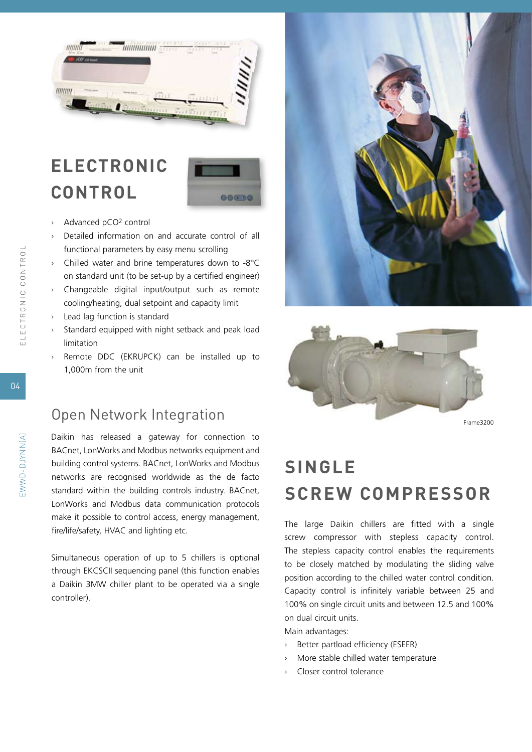# ELECTRONIC CONTROL

- Advanced pCO2 control
- Detailed information on and accurate control of all functional parameters by easy menu scrolling
- Chilled water and brine temperatures down to -8°C on standard unit (to be set-up by a certified engineer)
- Changeable digital input/output such as remote cooling/heating, dual setpoint and capacity limit
- Lead lag function is standard
- Standard equipped with night setback and peak load limitation
- Remote DDC (EKRUPCK) can be installed up to 1,000m from the unit

## Open Network Integration

Daikin has released a gateway for connection to BACnet, LonWorks and Modbus networks equipment and building control systems. BACnet, LonWorks and Modbus networks are recognised worldwide as the de facto standard within the building controls industry. BACnet, LonWorks and Modbus data communication protocols make it possible to control access, energy management, fire/life/safety, HVAC and lighting etc.

Simultaneous operation of up to 5 chillers is optional through EKCSCII sequencing panel (this function enables a Daikin 3MW chiller plant to be operated via a single controller).

Frame3200

# SINGLE SCREW COMPRESSOR

The large Daikin chillers are fitted with a single screw compressor with stepless capacity control. The stepless capacity control enables the requirements to be closely matched by modulating the sliding valve position according to the chilled water control condition. Capacity control is infinitely variable between 25 and 100% on single circuit units and between 12.5 and 100% on dual circuit units.

Main advantages:

- Better partload efficiency (ESEER)
- More stable chilled water temperature
- Closer control tolerance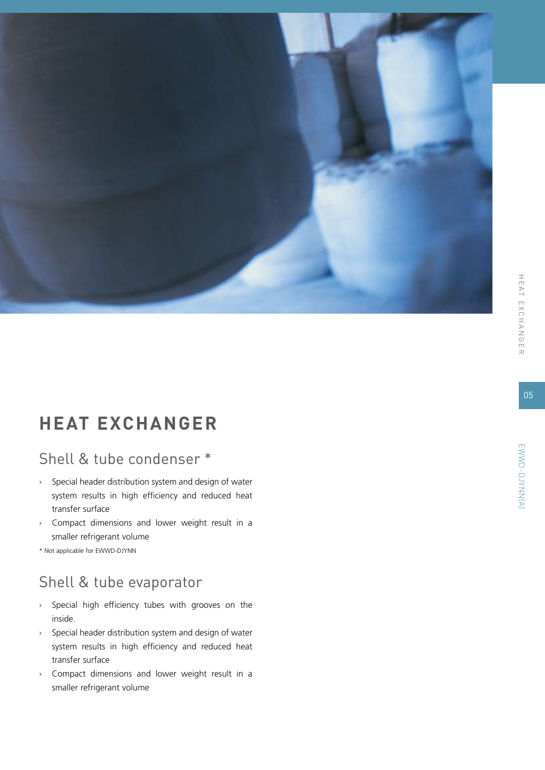# HEAT EXCHANGER

## Shell & tube condenser *

- Special header distribution system and design of water system results in high efficiency and reduced heat transfer surface
- Compact dimensions and lower weight result in a smaller refrigerant volume

* Not applicable for EWWD-DJYNN

## Shell & tube evaporator

- Special high efficiency tubes with grooves on the inside.
- Special header distribution system and design of water system results in high efficiency and reduced heat transfer surface
- Compact dimensions and lower weight result in a smaller refrigerant volume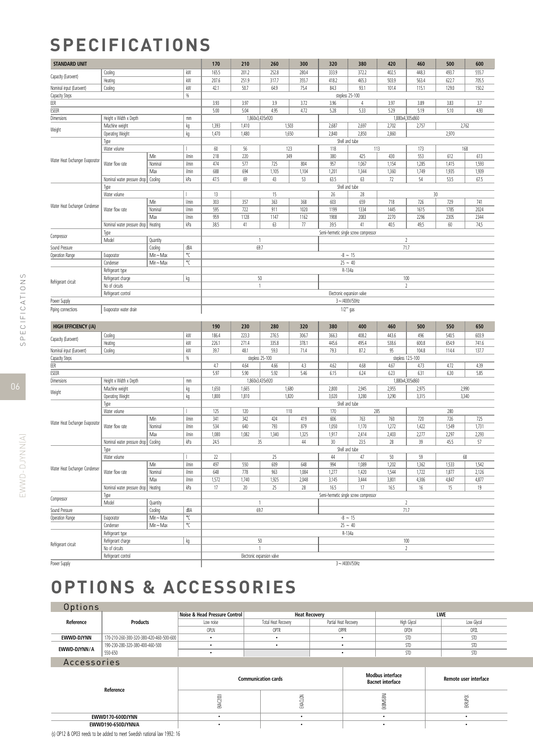# SPECIFICATIONS

| STANDARD UNIT | | | | 170 | 210 | 260 | 300 | 320 | 380 | 420 | 460 | 500 | 600 |
|---|---|---|---|---|---|---|---|---|---|---|---|---|---|
| Capacity (Eurovent) | Cooling | | kW | 165.5 | 201.2 | 252.8 | 280.4 | 333.9 | 372.2 | 402.5 | 448.3 | 493.7 | 555.7 |
| | Heating | | kW | 207.6 | 251.9 | 317.7 | 355.7 | 418.2 | 465.3 | 503.9 | 563.4 | 622.7 | 705.5 |
| Nominal input (Eurovent) | Cooling | | kW | 42.1 | 50.7 | 64.9 | 75.4 | 84.3 | 93.1 | 101.4 | 115.1 | 129.0 | 150.2 |
| Capacity Steps | | | % | stepless 25-100 | | | | | | | | | |
| EER | | | | 3.93 | 3.97 | 3.9 | 3.72 | 3.96 | 4 | 3.97 | 3.89 | 3.83 | 3.7 |
| ESEER | | | | 5.00 | 5.04 | 4.95 | 4.72 | 5.28 | 5.33 | 5.29 | 5.19 | 5.10 | 4.93 |
| Dimensions | Height x Width x Depth | | mm | 1,860x3,435x920 | | | | 1,880x4,305x860 | | | | | |
| Weight | Machine weight | | kg | 1,393 | 1,410 | 1,503 | | 2,687 | 2,697 | 2,702 | 2,757 | 2,762 | |
| | Operating Weight | | kg | 1,470 | 1,480 | 1,650 | | 2,840 | 2,850 | 2,860 | 2,970 | | |
| Water Heat Exchanger Evaporator | Type | | | Shell and tube | | | | | | | | | |
| | Water volume | | l | 60 | 56 | 123 | | 118 | 113 | | 173 | 168 | |
| | Water flow rate | Min | l/min | 218 | 220 | 349 | | 380 | 425 | 430 | 553 | 612 | 613 |
| | | Nominal | l/min | 474 | 577 | 725 | 804 | 957 | 1,067 | 1,154 | 1,285 | 1,415 | 1,593 |
| | | Max | l/min | 688 | 694 | 1,105 | 1,104 | 1,201 | 1,344 | 1,360 | 1,749 | 1,935 | 1,939 |
| | Nominal water pressure drop | Cooling | kPa | 47.5 | 69 | 43 | 53 | 63.5 | 63 | 72 | 54 | 53.5 | 67.5 |
| Water Heat Exchanger Condenser | Type | | | Shell and tube | | | | | | | | | |
| | Water volume | | l | 13 | 15 | | | 26 | 28 | 30 | | | |
| | Water flow rate | Min | l/min | 303 | 357 | 363 | 368 | 603 | 659 | 718 | 726 | 729 | 741 |
| | | Nominal | l/min | 595 | 722 | 911 | 1020 | 1199 | 1334 | 1445 | 1615 | 1785 | 2024 |
| | | Max | l/min | 959 | 1128 | 1147 | 1162 | 1908 | 2083 | 2270 | 2296 | 2305 | 2344 |
| | Nominal water pressure drop | Heating | kPa | 38.5 | 41 | 63 | 77 | 39.5 | 41 | 40.5 | 49,5 | 60 | 74,5 |
| Compressor | Type | | | Semi-hermetic single screw compressor | | | | | | | | | |
| | Model | Quantity | | 1 | | | | 2 | | | | | |
| Sound Pressure | | Cooling | dBA | 69.7 | | | | 71.7 | | | | | |
| Operation Range | Evaporator | Min~Max | °C | -8 ~ 15 | | | | | | | | | |
| | Condenser | Min~Max | °C | 25 ~ 40 | | | | | | | | | |
| Refrigerant circuit | Refrigerant type | | | R-134a | | | | | | | | | |
| | Refrigerant charge | | kg | 50 | | | | 100 | | | | | |
| | No of circuits | | | 1 | | | | 2 | | | | | |
| | Refrigerant control | | | Electronic expansion valve | | | | | | | | | |
| Power Supply | | | | 3~/400V/50Hz | | | | | | | | | |
| Piping connections | Evaporator water drain | | | 1/2" gas | | | | | | | | | |

| HIGH EFFICIENCY (/A) | | | | 190 | 230 | 280 | 320 | 380 | 400 | 460 | 500 | 550 | 650 |
|---|---|---|---|---|---|---|---|---|---|---|---|---|---|
| Capacity (Eurovent) | Cooling | | kW | 186.4 | 223.3 | 276.5 | 306.7 | 366.3 | 408.2 | 443.6 | 496 | 540.5 | 603.9 |
| | Heating | | kW | 226.1 | 271.4 | 335.8 | 378.1 | 445.6 | 495.4 | 538.6 | 600.8 | 654.9 | 741.6 |
| Nominal input (Eurovent) | Cooling | | kW | 39.7 | 48.1 | 59.3 | 71.4 | 79.3 | 87.2 | 95 | 104.8 | 114.4 | 137.7 |
| Capacity Steps | | | % | stepless 25-100 | | | | stepless 12.5-100 | | | | | |
| EER | | | | 4.7 | 4.64 | 4.66 | 4.3 | 4.62 | 4.68 | 4.67 | 4.73 | 4.72 | 4.39 |
| ESEER | | | | 5.97 | 5.90 | 5.92 | 5.46 | 6.15 | 6.24 | 6.23 | 6.31 | 6.30 | 5.85 |
| Dimensions | Height x Width x Depth | | mm | 1,860x3,435x920 | | | | 1,880x4,305x860 | | | | | |
| Weight | Machine weight | | kg | 1,650 | 1,665 | 1,680 | | 2,800 | 2,945 | 2,955 | 2,975 | 2,990 | |
| | Operating Weight | | kg | 1,800 | 1,810 | 1,820 | | 3,020 | 3,280 | 3,290 | 3,315 | 3,340 | |
| Water Heat Exchanger Evaporator | Type | | | Shell and tube | | | | | | | | | |
| | Water volume | | l | 125 | 120 | 110 | | 170 | 285 | | 280 | | |
| | Water flow rate | Min | l/min | 341 | 342 | 424 | 419 | 606 | 763 | 760 | 720 | 726 | 725 |
| | | Nominal | l/min | 534 | 640 | 793 | 879 | 1,050 | 1,170 | 1,272 | 1,422 | 1,549 | 1,731 |
| | | Max | l/min | 1,080 | 1,082 | 1,340 | 1,325 | 1,917 | 2,414 | 2,403 | 2,277 | 2,297 | 2,293 |
| | Nominal water pressure drop | Cooling | kPa | 24.5 | 35 | | 44 | 30 | 23.5 | 28 | 39 | 45.5 | 57 |
| Water Heat Exchanger Condenser | Type | | | Shell and tube | | | | | | | | | |
| | Water volume | | l | 22 | 25 | | | 44 | 47 | 50 | 59 | 68 | |
| | Water flow rate | Min | l/min | 497 | 550 | 609 | 648 | 994 | 1,089 | 1,202 | 1,362 | 1,533 | 1,542 |
| | | Nominal | l/min | 648 | 778 | 963 | 1,084 | 1,277 | 1,420 | 1,544 | 1,722 | 1,877 | 2,126 |
| | | Max | l/min | 1,572 | 1,740 | 1,925 | 2,048 | 3,145 | 3,444 | 3,801 | 4,306 | 4,847 | 4,877 |
| | Nominal water pressure drop | Heating | kPa | 17 | 20 | 25 | 28 | 16.5 | 17 | 16.5 | 16 | 15 | 19 |
| Compressor | Type | | | Semi-hermetic single screw compressor | | | | | | | | | |
| | Model | Quantity | | 1 | | | | 2 | | | | | |
| Sound Pressure | | Cooling | dBA | 69.7 | | | | 71.7 | | | | | |
| Operation Range | Evaporator | Min~Max | °C | -8 ~ 15 | | | | | | | | | |
| | Condenser | Min~Max | °C | 25 ~ 40 | | | | | | | | | |
| Refrigerant circuit | Refrigerant type | | | R-134a | | | | | | | | | |
| | Refrigerant charge | | kg | 50 | | | | 100 | | | | | |
| | No of circuits | | | 1 | | | | 2 | | | | | |
| | Refrigerant control | | | Electronic expansion valve | | | | | | | | | |
| Power Supply | | | | 3~/400V/50Hz | | | | | | | | | |

# OPTIONS & ACCESSORIES

## Options

| Reference | Products | Noise & Head Pressure Control | Heat Recovery | | LWE | |
|---|---|---|---|---|---|---|
| | | Low noise | Total Heat Recovery | Partial Heat Recovery | High Glycol | Low Glycol |
| | | OPLN | OPTR | OPPR | OPZH | OPZL |
| EWWD-DJYNN | 170-210-260-300-320-380-420-460-500-600 | • | • | • | STD | STD |
| EWWD-DJYNN/A | 190-230-280-320-380-400-460-500 | • | • | • | STD | STD |
| | 550-650 | • | | • | STD | STD |

## Accessories

| Reference | Communication cards | | Modbus interface Bacnet interface | Remote user interface |
|---|---|---|---|---|
| | EKAC200J | EKACLON | EKBMSBNJ | EKRUPCK |
| EWWD170-600DJYNN | • | • | • | • |
| EWWD190-650DJYNN/A | • | • | • | • |

(s) OP12 & OP03 needs to be added to meet Swedish national law 1992: 16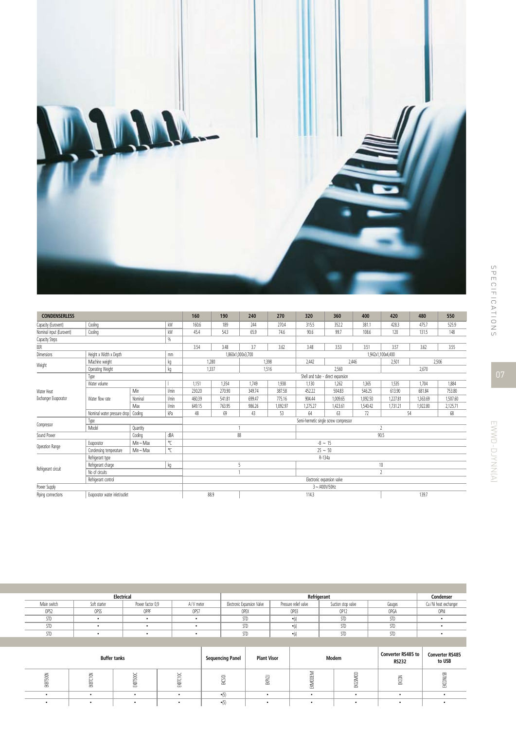| CONDENSERLESS | | | | 160 | 190 | 240 | 270 | 320 | 360 | 400 | 420 | 480 | 550 |
|---|---|---|---|---|---|---|---|---|---|---|---|---|---|
| Capacity (Eurovent) | Cooling | | kW | 160.6 | 189 | 244 | 270.4 | 315.5 | 352.2 | 381.1 | 428.3 | 475.7 | 525.9 |
| Nominal input (Eurovent) | Cooling | | kW | 45.4 | 54.3 | 65.9 | 74.6 | 90.6 | 99.7 | 108.6 | 120 | 131.5 | 148 |
| Capacity Steps | | | % | | | | | | | | | | |
| EER | | | | 3.54 | 3.48 | 3.7 | 3.62 | 3.48 | 3.53 | 3.51 | 3.57 | 3.62 | 3.55 |
| Dimensions | Height x Width x Depth | | mm | 1,860x1,000x3,700 | | | | 1,942x1,100x4,400 | | | | | |
| Weight | Machine weight | | kg | 1,280 | | 1,398 | | 2,442 | 2,446 | | 2,501 | 2,506 | |
| | Operating Weight | | kg | 1,337 | | 1,516 | | 2,560 | | | 2,670 | | |
| Water Heat Exchanger Evaporator | Type | | | Shell and tube - direct expansion | | | | | | | | | |
| | Water volume | | l | 1,151 | 1,354 | 1,749 | 1,938 | 1,130 | 1,262 | 1,365 | 1,535 | 1,704 | 1,884 |
| | Water flow rate | Min | l/min | 230.20 | 270.90 | 349.74 | 387.58 | 452.22 | 504.83 | 546.25 | 613.90 | 681.84 | 753.80 |
| | | Nominal | l/min | 460.39 | 541.81 | 699.47 | 775.16 | 904.44 | 1,009.65 | 1,092.50 | 1,227.81 | 1,363.69 | 1,507.60 |
| | | Max | l/min | 649.15 | 763.95 | 986.26 | 1,092.97 | 1,275.27 | 1,423.61 | 1,540.42 | 1,731.21 | 1,922.80 | 2,125.71 |
| | Nominal water pressure drop | Cooling | kPa | 48 | 69 | 43 | 53 | 64 | 63 | 72 | 54 | | 68 |
| Compressor | Type | | | Semi-hermetic single screw compressor | | | | | | | | | |
| | Model | Quantity | | 1 | | | | 2 | | | | | |
| Sound Power | | Cooling | dBA | 88 | | | | 90.5 | | | | | |
| Operation Range | Evaporator | Min.~Max | °C | -8 ~ 15 | | | | | | | | | |
| | Condensing temperature | Min.~Max | °C | 25 ~ 50 | | | | | | | | | |
| Refrigerant circuit | Refrigerant type | | | R-134a | | | | | | | | | |
| | Refrigerant charge | | kg | 5 | | | | 10 | | | | | |
| | No of circuits | | | 1 | | | | 2 | | | | | |
| | Refrigerant control | | | Electronic expansion valve | | | | | | | | | |
| Power Supply | | | | 3~/400V/50Hz | | | | | | | | | |
| Piping connections | Evaporator water inlet/outlet | | | 88.9 | | 114.3 | | | | | 139.7 | | |

| Electrical | | | | Refrigerant | | | | Condenser |
|---|---|---|---|---|---|---|---|---|
| Main switch | Soft starter | Power factor 0,9 | A/V meter | Electronic Expansion Valve | Pressure relief valve | Suction stop valve | Gauges | Cu/Ni heat exchanger |
| OPS2 | OPSS | OPPF | OPS7 | OPEX | OP03 | OP12 | OPGA | OPNI |
| STD | • | • | • | STD | •(6) | STD | STD | • |
| STD | • | • | • | STD | •(6) | STD | STD | • |
| STD | • | • | • | STD | •(6) | STD | STD | • |

| Buffer tanks | | | | Sequencing Panel | Plant Visor | Modem | | Converter RS485 to RS232 | Converter RS485 to USB |
|---|---|---|---|---|---|---|---|---|---|
| EKBT500N | EKBTC10N | EKBT500C | EKBTC10C | EKSCQI | EKPVZJ | EKMODEM | EKGSMOD | EKCON | EKCONUSB |
| • | • | • | • | •(5) | • | • | • | • | • |
| • | • | • | • | •(5) | • | • | • | • | • |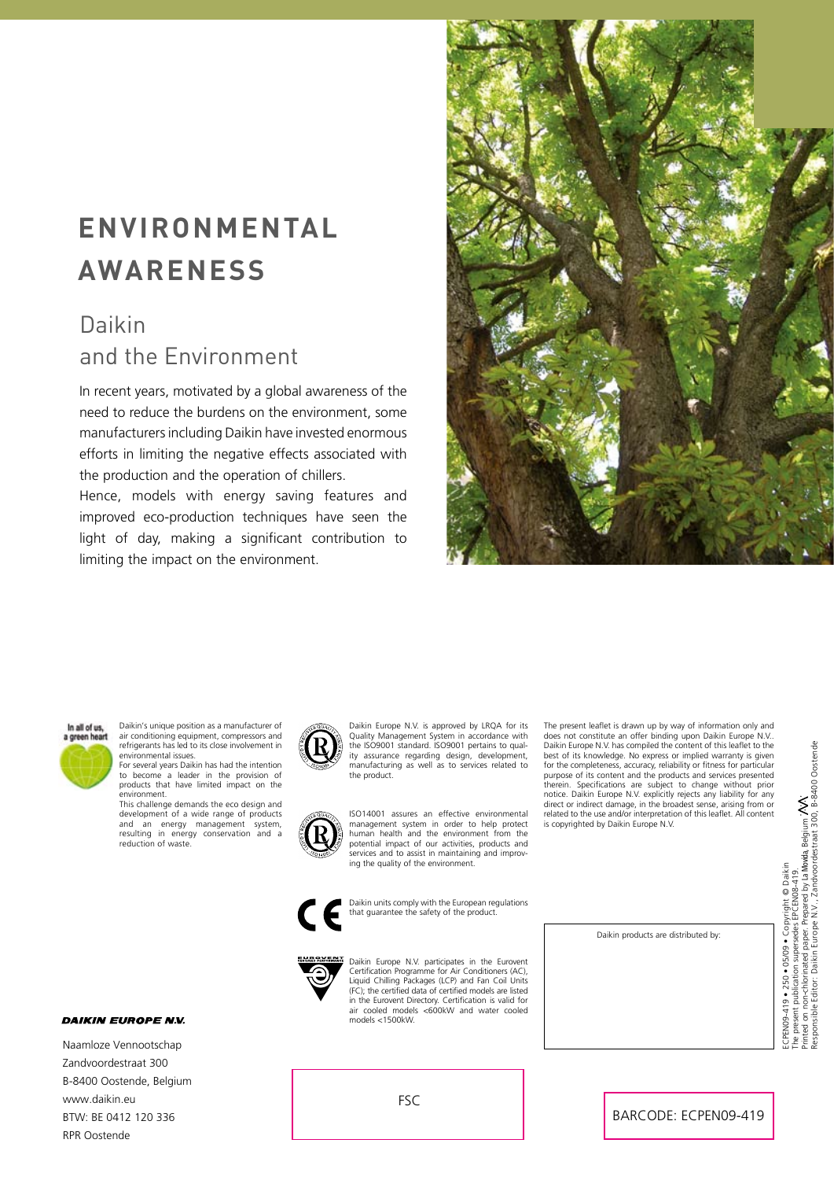# ENVIRONMENTAL AWARENESS

## Daikin and the Environment

In recent years, motivated by a global awareness of the need to reduce the burdens on the environment, some manufacturers including Daikin have invested enormous efforts in limiting the negative effects associated with the production and the operation of chillers.

Hence, models with energy saving features and improved eco-production techniques have seen the light of day, making a significant contribution to limiting the impact on the environment.

In all of us, a green heart

Daikin's unique position as a manufacturer of air conditioning equipment, compressors and refrigerants has led to its close involvement in environmental issues.

For several years Daikin has had the intention to become a leader in the provision of products that have limited impact on the environment.

This challenge demands the eco design and development of a wide range of products and an energy management system, resulting in energy conservation and a reduction of waste.

Daikin Europe N.V. is approved by LRQA for its Quality Management System in accordance with the ISO9001 standard. ISO9001 pertains to quality assurance regarding design, development, manufacturing as well as to services related to the product.

ISO14001 assures an effective environmental management system in order to help protect human health and the environment from the potential impact of our activities, products and services and to assist in maintaining and improving the quality of the environment.

Daikin units comply with the European regulations that guarantee the safety of the product.

Daikin Europe N.V. participates in the Eurovent Certification Programme for Air Conditioners (AC), Liquid Chilling Packages (LCP) and Fan Coil Units (FC); the certified data of certified models are listed in the Eurovent Directory. Certification is valid for air cooled models <600kW and water cooled models <1500kW.

The present leaflet is drawn up by way of information only and does not constitute an offer binding upon Daikin Europe N.V.. Daikin Europe N.V. has compiled the content of this leaflet to the best of its knowledge. No express or implied warranty is given for the completeness, accuracy, reliability or fitness for particular purpose of its content and the products and services presented therein. Specifications are subject to change without prior notice. Daikin Europe N.V. explicitly rejects any liability for any direct or indirect damage, in the broadest sense, arising from or related to the use and/or interpretation of this leaflet. All content is copyrighted by Daikin Europe N.V.

Daikin products are distributed by:

**DAIKIN EUROPE N.V.**

Naamloze Vennootschap
Zandvoordestraat 300
B-8400 Oostende, Belgium
www.daikin.eu
BTW: BE 0412 120 336
RPR Oostende

FSC

BARCODE: ECPEN09-419

ECPEN09-419 • 250 • 05/09 • Copyright © Daikin
The present publication supersedes EPCEN08-419.
Printed on non-chlorinated paper. Prepared by La Movida, Belgium
Responsible Editor: Daikin Europe N.V., Zandvoordestraat 300, B-8400 Oostende